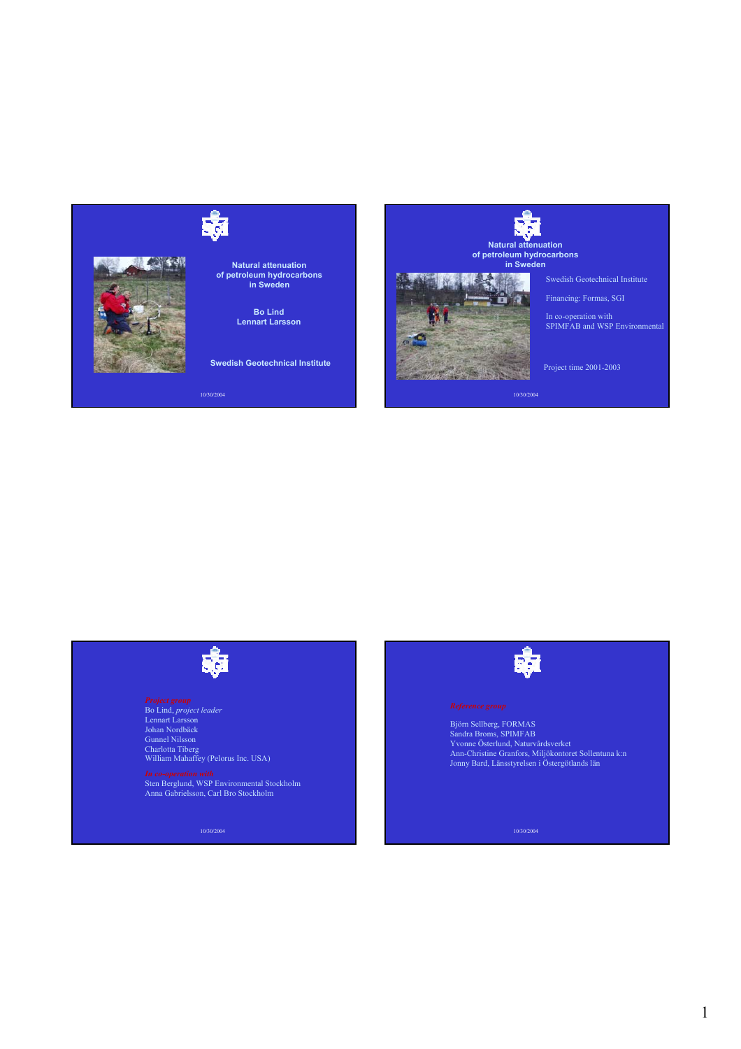## Natural attenuation of petroleum hydrocarbons in Sweden

Bo Lind
Lennart Larsson

Swedish Geotechnical Institute

10/30/2004

---

## Natural attenuation of petroleum hydrocarbons in Sweden

Swedish Geotechnical Institute

Financing: Formas, SGI

In co-operation with
SPIMFAB and WSP Environmental

Project time 2001-2003

10/30/2004

---

*Project group*

Bo Lind, *project leader*
Lennart Larsson
Johan Nordbäck
Gunnel Nilsson
Charlotta Tiberg
William Mahaffey (Pelorus Inc. USA)

*In co-operation with*

Sten Berglund, WSP Environmental Stockholm
Anna Gabrielsson, Carl Bro Stockholm

10/30/2004

---

*Reference group*

Björn Sellberg, FORMAS
Sandra Broms, SPIMFAB
Yvonne Österlund, Naturvårdsverket
Ann-Christine Granfors, Miljökontoret Sollentuna k:n
Jonny Bard, Länsstyrelsen i Östergötlands län

10/30/2004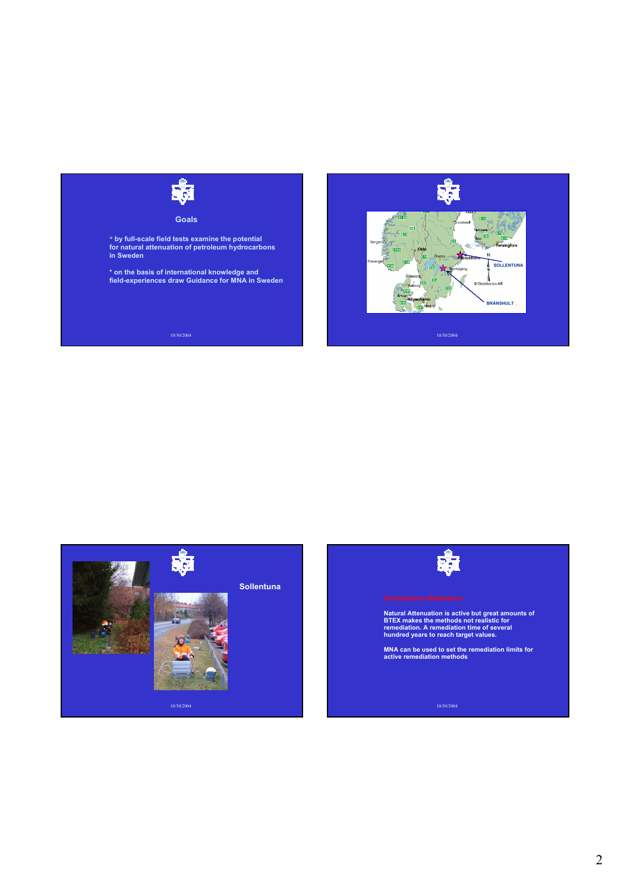## Goals

* by full-scale field tests examine the potential for natural attenuation of petroleum hydrocarbons in Sweden

* on the basis of international knowledge and field-experiences draw Guidance for MNA in Sweden

10/30/2004

SOLLENTUNA

BRÄNSHULT

10/30/2004

## Sollentuna

10/30/2004

## Conclusions Sollentuna

Natural Attenuation is active but great amounts of BTEX makes the methods not realistic for remediation. A remediation time of several hundred years to reach target values.

MNA can be used to set the remediation limits for active remediation methods

10/30/2004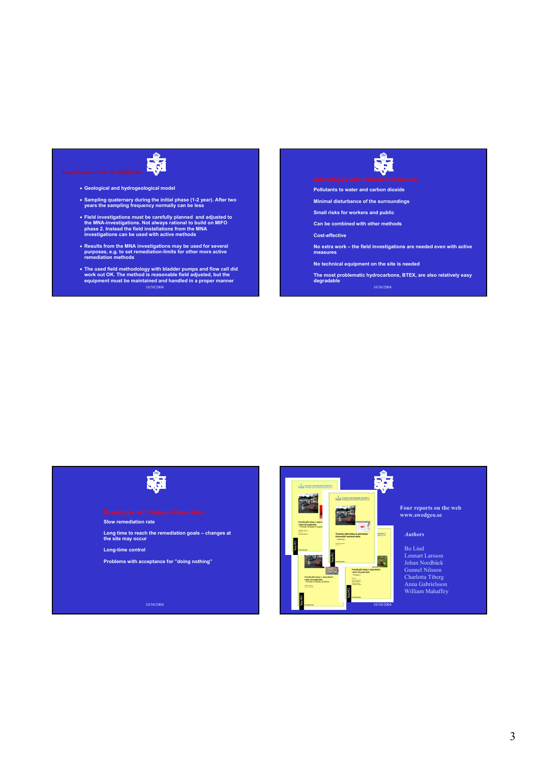## Experiences from the field work

- Geological and hydrogeological model
- Sampling quaternary during the initial phase (1-2 year). After two years the sampling frequency normally can be less
- Field investigations must be carefully planned and adjusted to the MNA-investigations. Not always rational to build on MIFO phase 2. Instead the field installations from the MNA investigations can be used with active methods
- Results from the MNA investigations may be used for several purposes, e.g. to set remediation-limits for other more active remediation methods
- The used field methodology with bladder pumps and flow cell did work out OK. The method is reasonable field adjusted, but the equipment must be maintained and handled in a proper manner

10/30/2004

## Advantages with Natural Attenuation

Pollutants to water and carbon dioxide

Minimal disturbance of the surroundings

Small risks for workers and public

Can be combined with other methods

Cost-effective

No extra work – the field investigations are needed even with active measures

No technical equipment on the site is needed

The most problematic hydrocarbons, BTEX, are also relatively easy degradable

10/30/2004

## Drawbacks with Natural Attenuation

Slow remediation rate

Long time to reach the remediation goals – changes at the site may occur

Long-time control

Problems with acceptance for "doing nothing"

10/30/2004

Four reports on the web
www.swedgeo.se

*Authors*

Bo Lind
Lennart Larsson
Johan Nordbäck
Gunnel Nilsson
Charlotta Tiberg
Anna Gabrielsson
William Mahaffey

10/30/2004